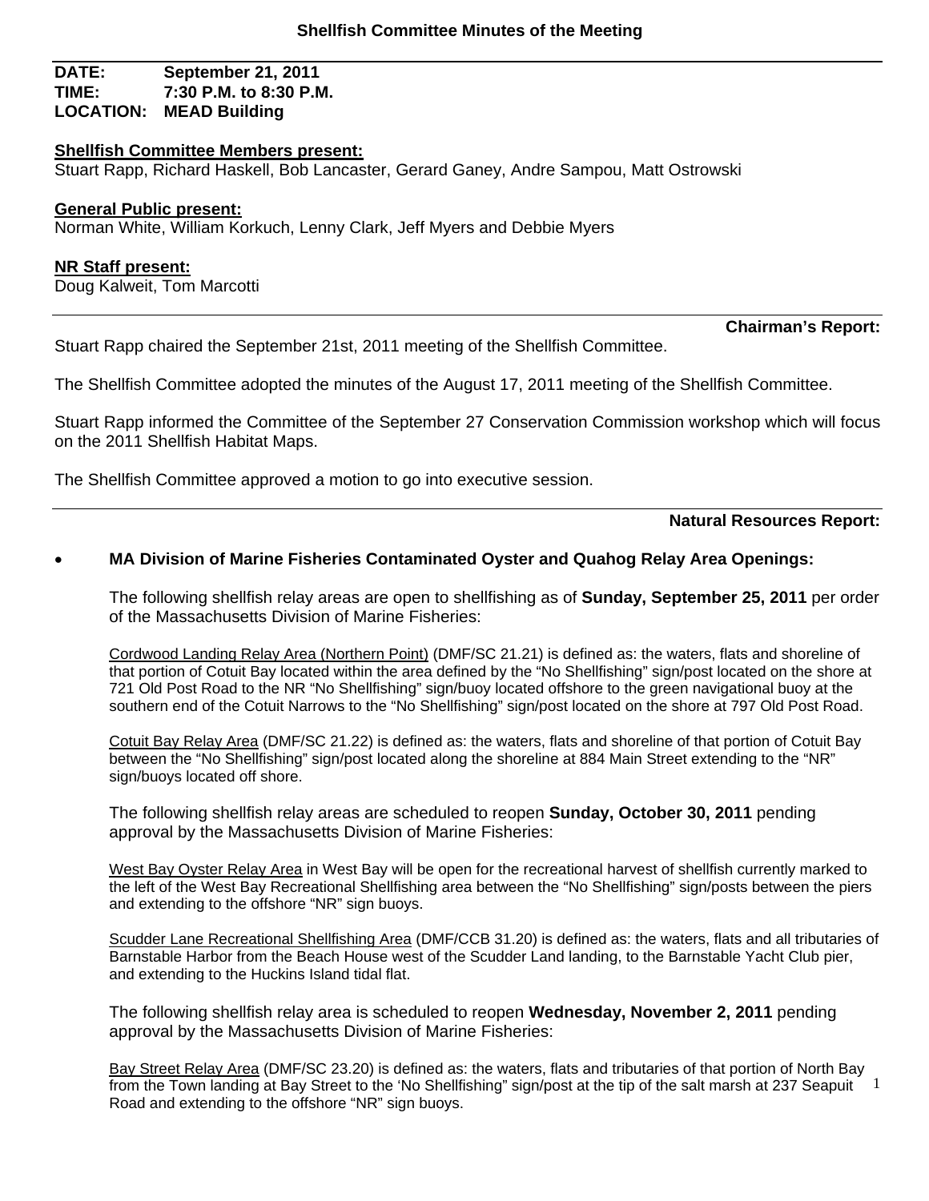# Shellfish Committee Minutes of the Meeting

**DATE:** September 21, 2011
**TIME:** 7:30 P.M. to 8:30 P.M.
**LOCATION:** MEAD Building

**Shellfish Committee Members present:**
Stuart Rapp, Richard Haskell, Bob Lancaster, Gerard Ganey, Andre Sampou, Matt Ostrowski

**General Public present:**
Norman White, William Korkuch, Lenny Clark, Jeff Myers and Debbie Myers

**NR Staff present:**
Doug Kalweit, Tom Marcotti

---

## Chairman's Report:

Stuart Rapp chaired the September 21st, 2011 meeting of the Shellfish Committee.

The Shellfish Committee adopted the minutes of the August 17, 2011 meeting of the Shellfish Committee.

Stuart Rapp informed the Committee of the September 27 Conservation Commission workshop which will focus on the 2011 Shellfish Habitat Maps.

The Shellfish Committee approved a motion to go into executive session.

---

## Natural Resources Report:

- **MA Division of Marine Fisheries Contaminated Oyster and Quahog Relay Area Openings:**

  The following shellfish relay areas are open to shellfishing as of **Sunday, September 25, 2011** per order of the Massachusetts Division of Marine Fisheries:

  Cordwood Landing Relay Area (Northern Point) (DMF/SC 21.21) is defined as: the waters, flats and shoreline of that portion of Cotuit Bay located within the area defined by the "No Shellfishing" sign/post located on the shore at 721 Old Post Road to the NR "No Shellfishing" sign/buoy located offshore to the green navigational buoy at the southern end of the Cotuit Narrows to the "No Shellfishing" sign/post located on the shore at 797 Old Post Road.

  Cotuit Bay Relay Area (DMF/SC 21.22) is defined as: the waters, flats and shoreline of that portion of Cotuit Bay between the "No Shellfishing" sign/post located along the shoreline at 884 Main Street extending to the "NR" sign/buoys located off shore.

  The following shellfish relay areas are scheduled to reopen **Sunday, October 30, 2011** pending approval by the Massachusetts Division of Marine Fisheries:

  West Bay Oyster Relay Area in West Bay will be open for the recreational harvest of shellfish currently marked to the left of the West Bay Recreational Shellfishing area between the "No Shellfishing" sign/posts between the piers and extending to the offshore "NR" sign buoys.

  Scudder Lane Recreational Shellfishing Area (DMF/CCB 31.20) is defined as: the waters, flats and all tributaries of Barnstable Harbor from the Beach House west of the Scudder Land landing, to the Barnstable Yacht Club pier, and extending to the Huckins Island tidal flat.

  The following shellfish relay area is scheduled to reopen **Wednesday, November 2, 2011** pending approval by the Massachusetts Division of Marine Fisheries:

  Bay Street Relay Area (DMF/SC 23.20) is defined as: the waters, flats and tributaries of that portion of North Bay from the Town landing at Bay Street to the 'No Shellfishing" sign/post at the tip of the salt marsh at 237 Seapuit Road and extending to the offshore "NR" sign buoys.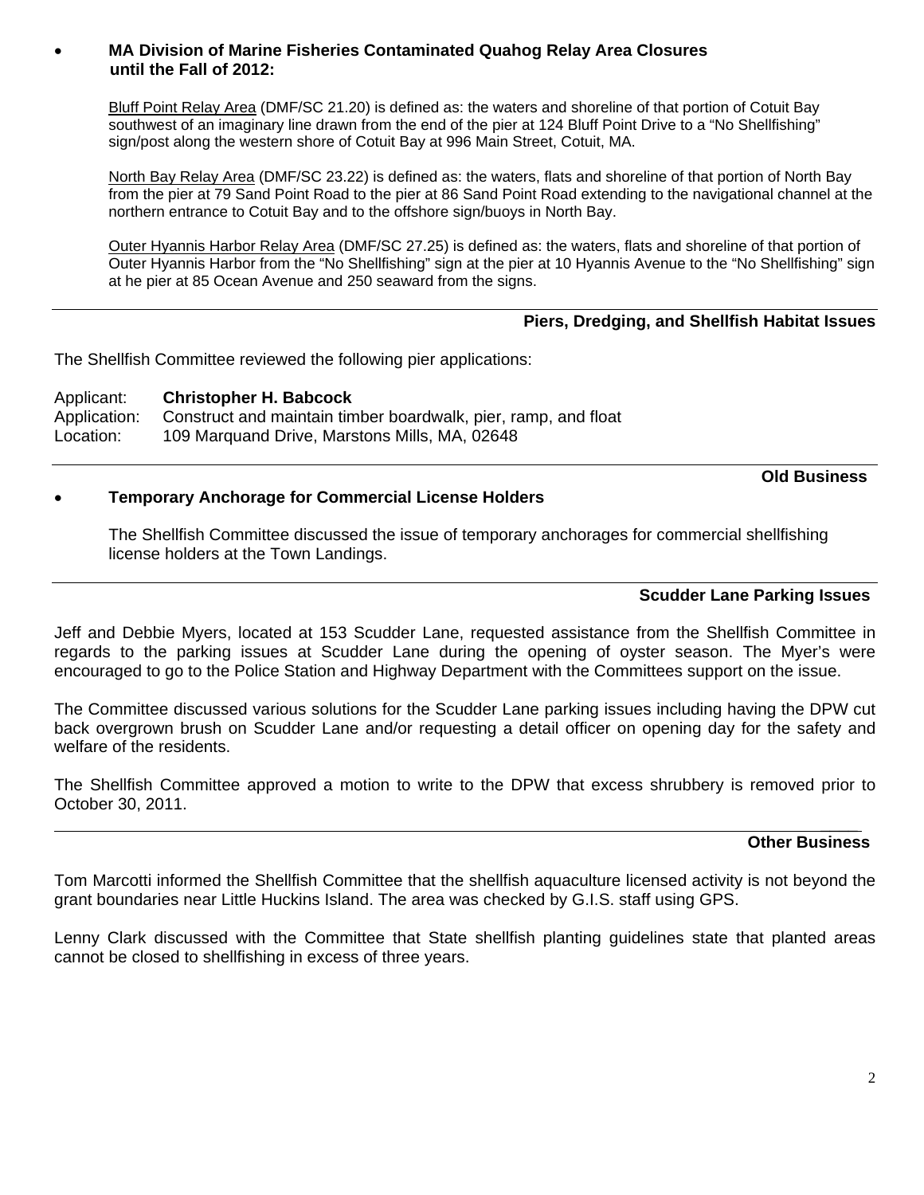- **MA Division of Marine Fisheries Contaminated Quahog Relay Area Closures until the Fall of 2012:**

  Bluff Point Relay Area (DMF/SC 21.20) is defined as: the waters and shoreline of that portion of Cotuit Bay southwest of an imaginary line drawn from the end of the pier at 124 Bluff Point Drive to a "No Shellfishing" sign/post along the western shore of Cotuit Bay at 996 Main Street, Cotuit, MA.

  North Bay Relay Area (DMF/SC 23.22) is defined as: the waters, flats and shoreline of that portion of North Bay from the pier at 79 Sand Point Road to the pier at 86 Sand Point Road extending to the navigational channel at the northern entrance to Cotuit Bay and to the offshore sign/buoys in North Bay.

  Outer Hyannis Harbor Relay Area (DMF/SC 27.25) is defined as: the waters, flats and shoreline of that portion of Outer Hyannis Harbor from the "No Shellfishing" sign at the pier at 10 Hyannis Avenue to the "No Shellfishing" sign at he pier at 85 Ocean Avenue and 250 seaward from the signs.

---

**Piers, Dredging, and Shellfish Habitat Issues**

The Shellfish Committee reviewed the following pier applications:

Applicant: **Christopher H. Babcock**
Application: Construct and maintain timber boardwalk, pier, ramp, and float
Location: 109 Marquand Drive, Marstons Mills, MA, 02648

---

**Old Business**

- **Temporary Anchorage for Commercial License Holders**

  The Shellfish Committee discussed the issue of temporary anchorages for commercial shellfishing license holders at the Town Landings.

---

**Scudder Lane Parking Issues**

Jeff and Debbie Myers, located at 153 Scudder Lane, requested assistance from the Shellfish Committee in regards to the parking issues at Scudder Lane during the opening of oyster season. The Myer's were encouraged to go to the Police Station and Highway Department with the Committees support on the issue.

The Committee discussed various solutions for the Scudder Lane parking issues including having the DPW cut back overgrown brush on Scudder Lane and/or requesting a detail officer on opening day for the safety and welfare of the residents.

The Shellfish Committee approved a motion to write to the DPW that excess shrubbery is removed prior to October 30, 2011.

---

**Other Business**

Tom Marcotti informed the Shellfish Committee that the shellfish aquaculture licensed activity is not beyond the grant boundaries near Little Huckins Island. The area was checked by G.I.S. staff using GPS.

Lenny Clark discussed with the Committee that State shellfish planting guidelines state that planted areas cannot be closed to shellfishing in excess of three years.